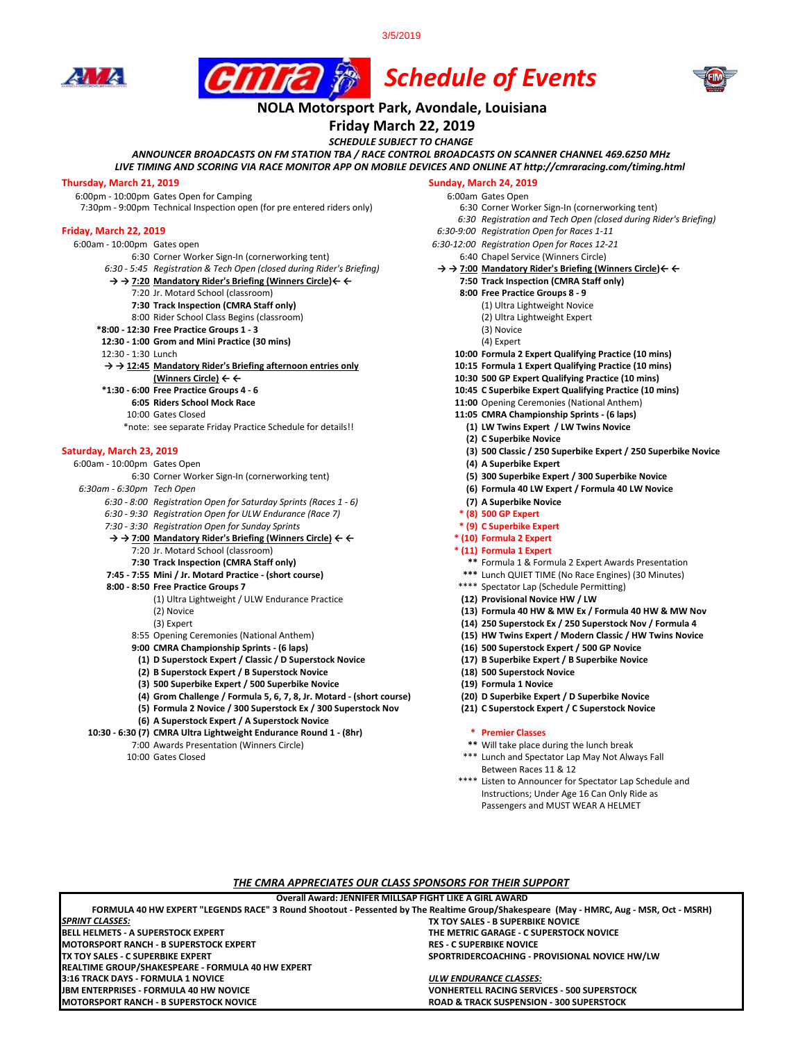3/5/2019

# CMRA Schedule of Events

## NOLA Motorsport Park, Avondale, Louisiana

## Friday March 22, 2019

***SCHEDULE SUBJECT TO CHANGE***

***ANNOUNCER BROADCASTS ON FM STATION TBA / RACE CONTROL BROADCASTS ON SCANNER CHANNEL 469.6250 MHz***

***LIVE TIMING AND SCORING VIA RACE MONITOR APP ON MOBILE DEVICES AND ONLINE AT http://cmraracing.com/timing.html***

### Thursday, March 21, 2019

6:00pm - 10:00pm Gates Open for Camping
7:30pm - 9:00pm Technical Inspection open (for pre entered riders only)

### Friday, March 22, 2019

6:00am - 10:00pm Gates open
6:30 Corner Worker Sign-In (cornerworking tent)
*6:30 - 5:45 Registration & Tech Open (closed during Rider's Briefing)*
→ → **7:20 Mandatory Rider's Briefing (Winners Circle)** ← ←
7:20 Jr. Motard School (classroom)
**7:30 Track Inspection (CMRA Staff only)**
8:00 Rider School Class Begins (classroom)
***8:00 - 12:30 Free Practice Groups 1 - 3**
**12:30 - 1:00 Grom and Mini Practice (30 mins)**
12:30 - 1:30 Lunch
→ → **12:45 Mandatory Rider's Briefing afternoon entries only (Winners Circle)** ← ←
***1:30 - 6:00 Free Practice Groups 4 - 6**
**6:05 Riders School Mock Race**
10:00 Gates Closed
*note: see separate Friday Practice Schedule for details!!

### Saturday, March 23, 2019

6:00am - 10:00pm Gates Open
6:30 Corner Worker Sign-In (cornerworking tent)
*6:30am - 6:30pm Tech Open*
*6:30 - 8:00 Registration Open for Saturday Sprints (Races 1 - 6)*
*6:30 - 9:30 Registration Open for ULW Endurance (Race 7)*
*7:30 - 3:30 Registration Open for Sunday Sprints*
→ → **7:00 Mandatory Rider's Briefing (Winners Circle)** ← ←
7:20 Jr. Motard School (classroom)
**7:30 Track Inspection (CMRA Staff only)**
**7:45 - 7:55 Mini / Jr. Motard Practice - (short course)**
**8:00 - 8:50 Free Practice Groups 7**
(1) Ultra Lightweight / ULW Endurance Practice
(2) Novice
(3) Expert
8:55 Opening Ceremonies (National Anthem)
**9:00 CMRA Championship Sprints - (6 laps)**
**(1) D Superstock Expert / Classic / D Superstock Novice**
**(2) B Superstock Expert / B Superstock Novice**
**(3) 500 Superbike Expert / 500 Superbike Novice**
**(4) Grom Challenge / Formula 5, 6, 7, 8, Jr. Motard - (short course)**
**(5) Formula 2 Novice / 300 Superstock Ex / 300 Superstock Nov**
**(6) A Superstock Expert / A Superstock Novice**
**10:30 - 6:30 (7) CMRA Ultra Lightweight Endurance Round 1 - (8hr)**
7:00 Awards Presentation (Winners Circle)
10:00 Gates Closed

### Sunday, March 24, 2019

6:00am Gates Open
6:30 Corner Worker Sign-In (cornerworking tent)
*6:30 Registration and Tech Open (closed during Rider's Briefing)*
*6:30-9:00 Registration Open for Races 1-11*
*6:30-12:00 Registration Open for Races 12-21*
6:40 Chapel Service (Winners Circle)
→ → **7:00 Mandatory Rider's Briefing (Winners Circle)** ← ←
**7:50 Track Inspection (CMRA Staff only)**
**8:00 Free Practice Groups 8 - 9**
(1) Ultra Lightweight Novice
(2) Ultra Lightweight Expert
(3) Novice
(4) Expert
**10:00 Formula 2 Expert Qualifying Practice (10 mins)**
**10:15 Formula 1 Expert Qualifying Practice (10 mins)**
**10:30 500 GP Expert Qualifying Practice (10 mins)**
**10:45 C Superbike Expert Qualifying Practice (10 mins)**
**11:00** Opening Ceremonies (National Anthem)
**11:05 CMRA Championship Sprints - (6 laps)**
**(1) LW Twins Expert / LW Twins Novice**
**(2) C Superbike Novice**
**(3) 500 Classic / 250 Superbike Expert / 250 Superbike Novice**
**(4) A Superbike Expert**
**(5) 300 Superbike Expert / 300 Superbike Novice**
**(6) Formula 40 LW Expert / Formula 40 LW Novice**
**(7) A Superbike Novice**
**\* (8) 500 GP Expert**
**\* (9) C Superbike Expert**
**\* (10) Formula 2 Expert**
**\* (11) Formula 1 Expert**
** Formula 1 & Formula 2 Expert Awards Presentation
*** Lunch QUIET TIME (No Race Engines) (30 Minutes)
**** Spectator Lap (Schedule Permitting)
**(12) Provisional Novice HW / LW**
**(13) Formula 40 HW & MW Ex / Formula 40 HW & MW Nov**
**(14) 250 Superstock Ex / 250 Superstock Nov / Formula 4**
**(15) HW Twins Expert / Modern Classic / HW Twins Novice**
**(16) 500 Superstock Expert / 500 GP Novice**
**(17) B Superbike Expert / B Superbike Novice**
**(18) 500 Superstock Novice**
**(19) Formula 1 Novice**
**(20) D Superbike Expert / D Superbike Novice**
**(21) C Superstock Expert / C Superstock Novice**

\* Premier Classes
** Will take place during the lunch break
*** Lunch and Spectator Lap May Not Always Fall Between Races 11 & 12
**** Listen to Announcer for Spectator Lap Schedule and Instructions; Under Age 16 Can Only Ride as Passengers and MUST WEAR A HELMET

### *THE CMRA APPRECIATES OUR CLASS SPONSORS FOR THEIR SUPPORT*

**Overall Award: JENNIFER MILLSAP FIGHT LIKE A GIRL AWARD**

**FORMULA 40 HW EXPERT "LEGENDS RACE" 3 Round Shootout - Pessented by The Realtime Group/Shakespeare (May - HMRC, Aug - MSR, Oct - MSRH)**

***SPRINT CLASSES:***
**BELL HELMETS - A SUPERSTOCK EXPERT**
**MOTORSPORT RANCH - B SUPERSTOCK EXPERT**
**TX TOY SALES - C SUPERBIKE EXPERT**
**REALTIME GROUP/SHAKESPEARE - FORMULA 40 HW EXPERT**
**3:16 TRACK DAYS - FORMULA 1 NOVICE**
**JBM ENTERPRISES - FORMULA 40 HW NOVICE**
**MOTORSPORT RANCH - B SUPERSTOCK NOVICE**
**TX TOY SALES - B SUPERBIKE NOVICE**
**THE METRIC GARAGE - C SUPERSTOCK NOVICE**
**RES - C SUPERBIKE NOVICE**
**SPORTRIDERCOACHING - PROVISIONAL NOVICE HW/LW**

***ULW ENDURANCE CLASSES:***
**VONHERTELL RACING SERVICES - 500 SUPERSTOCK**
**ROAD & TRACK SUSPENSION - 300 SUPERSTOCK**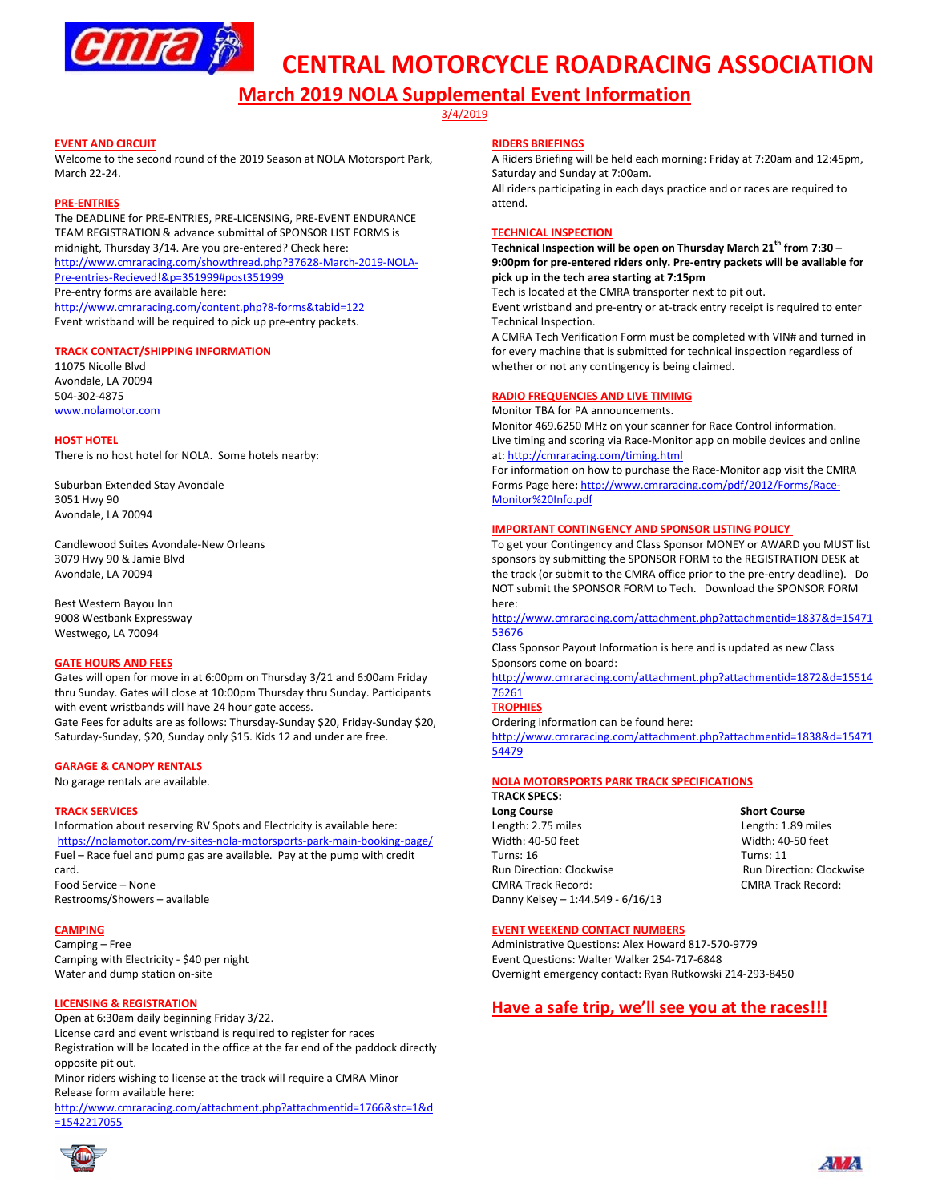# CENTRAL MOTORCYCLE ROADRACING ASSOCIATION

## March 2019 NOLA Supplemental Event Information

3/4/2019

### EVENT AND CIRCUIT

Welcome to the second round of the 2019 Season at NOLA Motorsport Park, March 22-24.

### PRE-ENTRIES

The DEADLINE for PRE-ENTRIES, PRE-LICENSING, PRE-EVENT ENDURANCE TEAM REGISTRATION & advance submittal of SPONSOR LIST FORMS is midnight, Thursday 3/14. Are you pre-entered? Check here:
http://www.cmraracing.com/showthread.php?37628-March-2019-NOLA-Pre-entries-Recieved!&p=351999#post351999
Pre-entry forms are available here:
http://www.cmraracing.com/content.php?8-forms&tabid=122
Event wristband will be required to pick up pre-entry packets.

### TRACK CONTACT/SHIPPING INFORMATION

11075 Nicolle Blvd
Avondale, LA 70094
504-302-4875
www.nolamotor.com

### HOST HOTEL

There is no host hotel for NOLA. Some hotels nearby:

Suburban Extended Stay Avondale
3051 Hwy 90
Avondale, LA 70094

Candlewood Suites Avondale-New Orleans
3079 Hwy 90 & Jamie Blvd
Avondale, LA 70094

Best Western Bayou Inn
9008 Westbank Expressway
Westwego, LA 70094

### GATE HOURS AND FEES

Gates will open for move in at 6:00pm on Thursday 3/21 and 6:00am Friday thru Sunday. Gates will close at 10:00pm Thursday thru Sunday. Participants with event wristbands will have 24 hour gate access.
Gate Fees for adults are as follows: Thursday-Sunday $20, Friday-Sunday $20, Saturday-Sunday, $20, Sunday only $15. Kids 12 and under are free.

### GARAGE & CANOPY RENTALS

No garage rentals are available.

### TRACK SERVICES

Information about reserving RV Spots and Electricity is available here:
https://nolamotor.com/rv-sites-nola-motorsports-park-main-booking-page/
Fuel – Race fuel and pump gas are available. Pay at the pump with credit card.
Food Service – None
Restrooms/Showers – available

### CAMPING

Camping – Free
Camping with Electricity - $40 per night
Water and dump station on-site

### LICENSING & REGISTRATION

Open at 6:30am daily beginning Friday 3/22.
License card and event wristband is required to register for races
Registration will be located in the office at the far end of the paddock directly opposite pit out.
Minor riders wishing to license at the track will require a CMRA Minor Release form available here:
http://www.cmraracing.com/attachment.php?attachmentid=1766&stc=1&d=1542217055

### RIDERS BRIEFINGS

A Riders Briefing will be held each morning: Friday at 7:20am and 12:45pm, Saturday and Sunday at 7:00am.
All riders participating in each days practice and or races are required to attend.

### TECHNICAL INSPECTION

**Technical Inspection will be open on Thursday March 21st from 7:30 – 9:00pm for pre-entered riders only. Pre-entry packets will be available for pick up in the tech area starting at 7:15pm**
Tech is located at the CMRA transporter next to pit out.
Event wristband and pre-entry or at-track entry receipt is required to enter Technical Inspection.
A CMRA Tech Verification Form must be completed with VIN# and turned in for every machine that is submitted for technical inspection regardless of whether or not any contingency is being claimed.

### RADIO FREQUENCIES AND LIVE TIMIMG

Monitor TBA for PA announcements.
Monitor 469.6250 MHz on your scanner for Race Control information.
Live timing and scoring via Race-Monitor app on mobile devices and online at: http://cmraracing.com/timing.html
For information on how to purchase the Race-Monitor app visit the CMRA Forms Page here: http://www.cmraracing.com/pdf/2012/Forms/Race-Monitor%20Info.pdf

### IMPORTANT CONTINGENCY AND SPONSOR LISTING POLICY

To get your Contingency and Class Sponsor MONEY or AWARD you MUST list sponsors by submitting the SPONSOR FORM to the REGISTRATION DESK at the track (or submit to the CMRA office prior to the pre-entry deadline). Do NOT submit the SPONSOR FORM to Tech. Download the SPONSOR FORM here:
http://www.cmraracing.com/attachment.php?attachmentid=1837&d=1547153676
Class Sponsor Payout Information is here and is updated as new Class Sponsors come on board:
http://www.cmraracing.com/attachment.php?attachmentid=1872&d=1551476261

### TROPHIES

Ordering information can be found here:
http://www.cmraracing.com/attachment.php?attachmentid=1838&d=1547154479

### NOLA MOTORSPORTS PARK TRACK SPECIFICATIONS

**TRACK SPECS:**

**Long Course**
Length: 2.75 miles
Width: 40-50 feet
Turns: 16
Run Direction: Clockwise
CMRA Track Record:
Danny Kelsey – 1:44.549 - 6/16/13

**Short Course**
Length: 1.89 miles
Width: 40-50 feet
Turns: 11
Run Direction: Clockwise
CMRA Track Record:

### EVENT WEEKEND CONTACT NUMBERS

Administrative Questions: Alex Howard 817-570-9779
Event Questions: Walter Walker 254-717-6848
Overnight emergency contact: Ryan Rutkowski 214-293-8450

## Have a safe trip, we'll see you at the races!!!